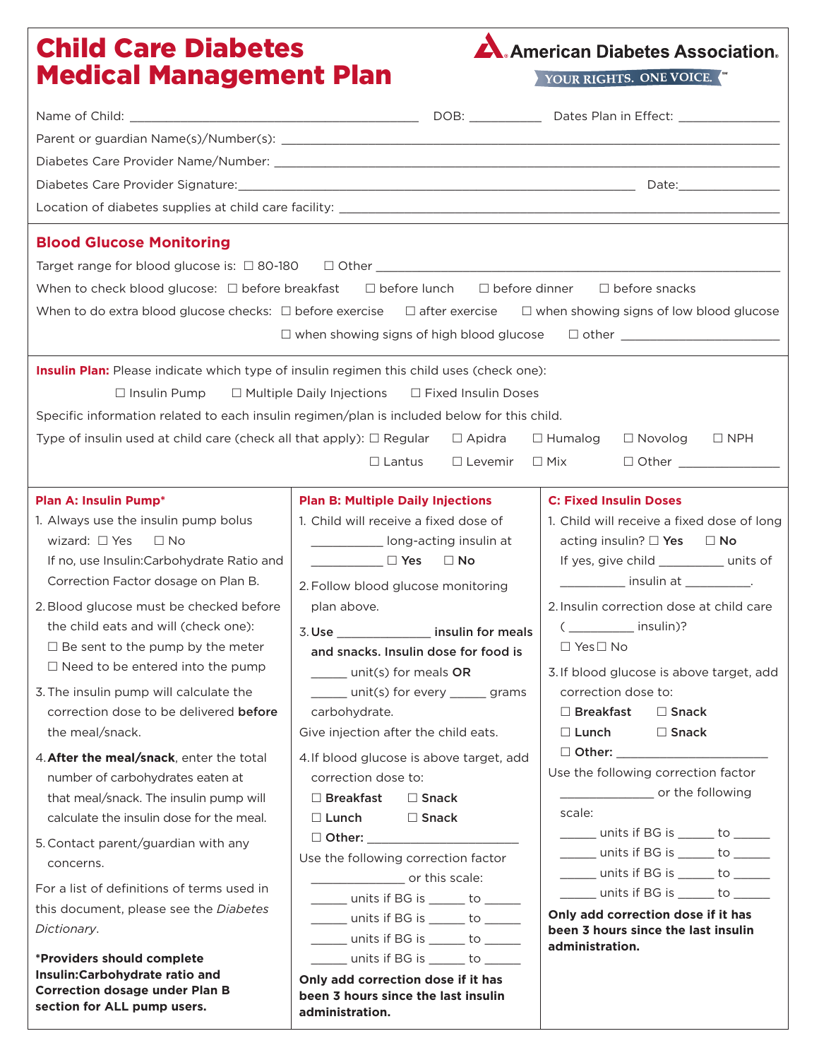# Child Care Diabetes Medical Management Plan

American Diabetes Association. YOUR RIGHTS. ONE VOICE.℠

Name of Child: ______________________________ DOB: __________ Dates Plan in Effect: ______________

Parent or guardian Name(s)/Number(s): ____________________________________________

Diabetes Care Provider Name/Number: ____________________________________________

Diabetes Care Provider Signature: ______________________________________ Date: ______________

Location of diabetes supplies at child care facility: ____________________________________________

## Blood Glucose Monitoring

Target range for blood glucose is: ☐ 80-180 ☐ Other ______________________________

When to check blood glucose: ☐ before breakfast ☐ before lunch ☐ before dinner ☐ before snacks

When to do extra blood glucose checks: ☐ before exercise ☐ after exercise ☐ when showing signs of low blood glucose ☐ when showing signs of high blood glucose ☐ other ______________________

**Insulin Plan:** Please indicate which type of insulin regimen this child uses (check one):

☐ Insulin Pump ☐ Multiple Daily Injections ☐ Fixed Insulin Doses

Specific information related to each insulin regimen/plan is included below for this child.

Type of insulin used at child care (check all that apply): ☐ Regular ☐ Apidra ☐ Humalog ☐ Novolog ☐ NPH ☐ Lantus ☐ Levemir ☐ Mix ☐ Other ______________

### Plan A: Insulin Pump*

1. Always use the insulin pump bolus wizard: ☐ Yes ☐ No
   If no, use Insulin:Carbohydrate Ratio and Correction Factor dosage on Plan B.
2. Blood glucose must be checked before the child eats and will (check one):
   ☐ Be sent to the pump by the meter
   ☐ Need to be entered into the pump
3. The insulin pump will calculate the correction dose to be delivered **before** the meal/snack.
4. **After the meal/snack**, enter the total number of carbohydrates eaten at that meal/snack. The insulin pump will calculate the insulin dose for the meal.
5. Contact parent/guardian with any concerns.

For a list of definitions of terms used in this document, please see the *Diabetes Dictionary*.

***Providers should complete Insulin:Carbohydrate ratio and Correction dosage under Plan B section for ALL pump users.**

### Plan B: Multiple Daily Injections

1. Child will receive a fixed dose of __________ long-acting insulin at __________ ☐ **Yes** ☐ **No**
2. Follow blood glucose monitoring plan above.
3. **Use _____________ insulin for meals and snacks. Insulin dose for food is** _____ unit(s) for meals **OR** _____ unit(s) for every _____ grams carbohydrate.

Give injection after the child eats.

4. If blood glucose is above target, add correction dose to:
   ☐ **Breakfast** ☐ **Snack**
   ☐ **Lunch** ☐ **Snack**
   ☐ **Other:** ______________________

Use the following correction factor _____________ or this scale:

_____ units if BG is _____ to _____
_____ units if BG is _____ to _____
_____ units if BG is _____ to _____
_____ units if BG is _____ to _____

**Only add correction dose if it has been 3 hours since the last insulin administration.**

### C: Fixed Insulin Doses

1. Child will receive a fixed dose of long acting insulin? ☐ **Yes** ☐ **No**
   If yes, give child _________ units of _________ insulin at _________.
2. Insulin correction dose at child care ( _________ insulin)?
   ☐ Yes ☐ No
3. If blood glucose is above target, add correction dose to:
   ☐ **Breakfast** ☐ **Snack**
   ☐ **Lunch** ☐ **Snack**
   ☐ **Other:** ______________________

Use the following correction factor _____________ or the following scale:

_____ units if BG is _____ to _____
_____ units if BG is _____ to _____
_____ units if BG is _____ to _____
_____ units if BG is _____ to _____

**Only add correction dose if it has been 3 hours since the last insulin administration.**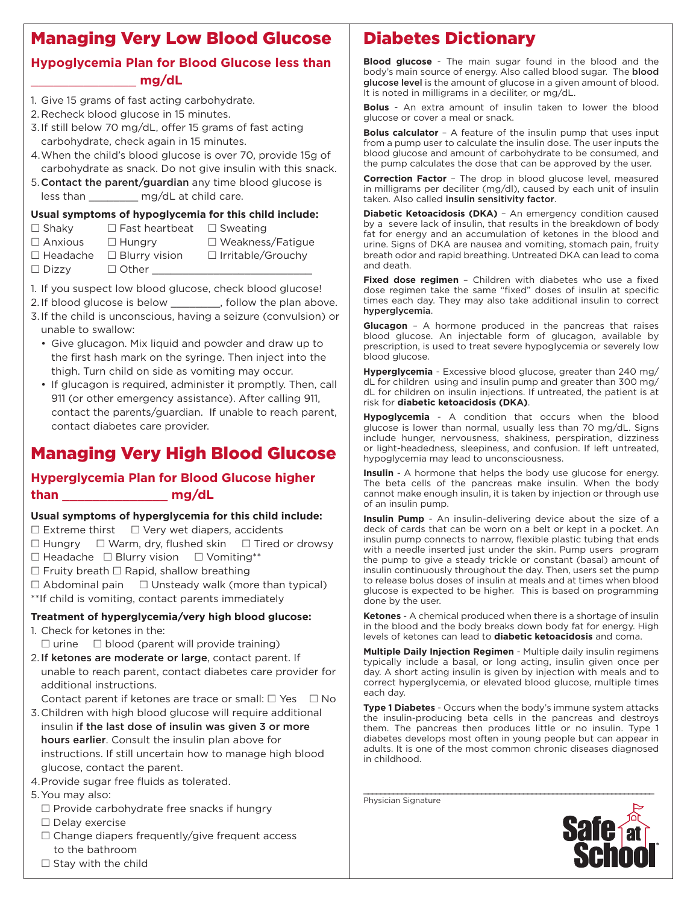# Managing Very Low Blood Glucose

## Hypoglycemia Plan for Blood Glucose less than ________________ mg/dL

1. Give 15 grams of fast acting carbohydrate.
2. Recheck blood glucose in 15 minutes.
3. If still below 70 mg/dL, offer 15 grams of fast acting carbohydrate, check again in 15 minutes.
4. When the child's blood glucose is over 70, provide 15g of carbohydrate as snack. Do not give insulin with this snack.
5. **Contact the parent/guardian** any time blood glucose is less than _________ mg/dL at child care.

**Usual symptoms of hypoglycemia for this child include:**

☐ Shaky ☐ Fast heartbeat ☐ Sweating
☐ Anxious ☐ Hungry ☐ Weakness/Fatigue
☐ Headache ☐ Blurry vision ☐ Irritable/Grouchy
☐ Dizzy ☐ Other ___________________________

1. If you suspect low blood glucose, check blood glucose!
2. If blood glucose is below _________, follow the plan above.
3. If the child is unconscious, having a seizure (convulsion) or unable to swallow:
   - Give glucagon. Mix liquid and powder and draw up to the first hash mark on the syringe. Then inject into the thigh. Turn child on side as vomiting may occur.
   - If glucagon is required, administer it promptly. Then, call 911 (or other emergency assistance). After calling 911, contact the parents/guardian. If unable to reach parent, contact diabetes care provider.

# Managing Very High Blood Glucose

## Hyperglycemia Plan for Blood Glucose higher than ________________ mg/dL

**Usual symptoms of hyperglycemia for this child include:**

☐ Extreme thirst ☐ Very wet diapers, accidents
☐ Hungry ☐ Warm, dry, flushed skin ☐ Tired or drowsy
☐ Headache ☐ Blurry vision ☐ Vomiting**
☐ Fruity breath ☐ Rapid, shallow breathing
☐ Abdominal pain ☐ Unsteady walk (more than typical)
**If child is vomiting, contact parents immediately

**Treatment of hyperglycemia/very high blood glucose:**

1. Check for ketones in the:
   ☐ urine ☐ blood (parent will provide training)
2. **If ketones are moderate or large**, contact parent. If unable to reach parent, contact diabetes care provider for additional instructions.
   Contact parent if ketones are trace or small: ☐ Yes ☐ No
3. Children with high blood glucose will require additional insulin **if the last dose of insulin was given 3 or more hours earlier**. Consult the insulin plan above for instructions. If still uncertain how to manage high blood glucose, contact the parent.
4. Provide sugar free fluids as tolerated.
5. You may also:
   ☐ Provide carbohydrate free snacks if hungry
   ☐ Delay exercise
   ☐ Change diapers frequently/give frequent access to the bathroom
   ☐ Stay with the child

# Diabetes Dictionary

**Blood glucose** - The main sugar found in the blood and the body's main source of energy. Also called blood sugar. The **blood glucose level** is the amount of glucose in a given amount of blood. It is noted in milligrams in a deciliter, or mg/dL.

**Bolus** - An extra amount of insulin taken to lower the blood glucose or cover a meal or snack.

**Bolus calculator** – A feature of the insulin pump that uses input from a pump user to calculate the insulin dose. The user inputs the blood glucose and amount of carbohydrate to be consumed, and the pump calculates the dose that can be approved by the user.

**Correction Factor** – The drop in blood glucose level, measured in milligrams per deciliter (mg/dl), caused by each unit of insulin taken. Also called **insulin sensitivity factor**.

**Diabetic Ketoacidosis (DKA)** – An emergency condition caused by a severe lack of insulin, that results in the breakdown of body fat for energy and an accumulation of ketones in the blood and urine. Signs of DKA are nausea and vomiting, stomach pain, fruity breath odor and rapid breathing. Untreated DKA can lead to coma and death.

**Fixed dose regimen** – Children with diabetes who use a fixed dose regimen take the same "fixed" doses of insulin at specific times each day. They may also take additional insulin to correct **hyperglycemia**.

**Glucagon** – A hormone produced in the pancreas that raises blood glucose. An injectable form of glucagon, available by prescription, is used to treat severe hypoglycemia or severely low blood glucose.

**Hyperglycemia** - Excessive blood glucose, greater than 240 mg/dL for children using and insulin pump and greater than 300 mg/dL for children on insulin injections. If untreated, the patient is at risk for **diabetic ketoacidosis (DKA)**.

**Hypoglycemia** - A condition that occurs when the blood glucose is lower than normal, usually less than 70 mg/dL. Signs include hunger, nervousness, shakiness, perspiration, dizziness or light-headedness, sleepiness, and confusion. If left untreated, hypoglycemia may lead to unconsciousness.

**Insulin** - A hormone that helps the body use glucose for energy. The beta cells of the pancreas make insulin. When the body cannot make enough insulin, it is taken by injection or through use of an insulin pump.

**Insulin Pump** - An insulin-delivering device about the size of a deck of cards that can be worn on a belt or kept in a pocket. An insulin pump connects to narrow, flexible plastic tubing that ends with a needle inserted just under the skin. Pump users program the pump to give a steady trickle or constant (basal) amount of insulin continuously throughout the day. Then, users set the pump to release bolus doses of insulin at meals and at times when blood glucose is expected to be higher. This is based on programming done by the user.

**Ketones** - A chemical produced when there is a shortage of insulin in the blood and the body breaks down body fat for energy. High levels of ketones can lead to **diabetic ketoacidosis** and coma.

**Multiple Daily Injection Regimen** - Multiple daily insulin regimens typically include a basal, or long acting, insulin given once per day. A short acting insulin is given by injection with meals and to correct hyperglycemia, or elevated blood glucose, multiple times each day.

**Type 1 Diabetes** - Occurs when the body's immune system attacks the insulin-producing beta cells in the pancreas and destroys them. The pancreas then produces little or no insulin. Type 1 diabetes develops most often in young people but can appear in adults. It is one of the most common chronic diseases diagnosed in childhood.

___________________________________________

Physician Signature

Safe at School®